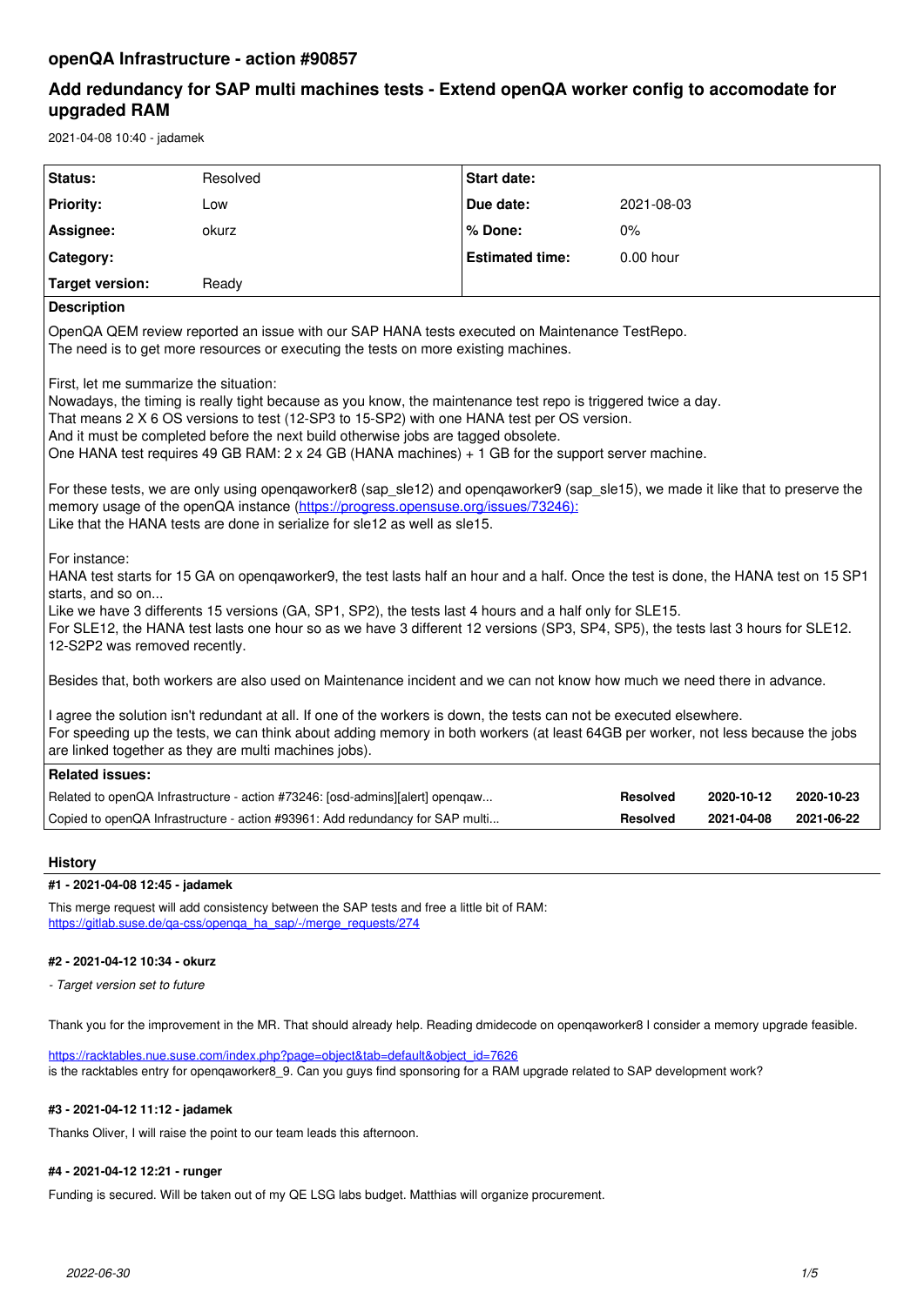# openQA Infrastructure - action #90857

## Add redundancy for SAP multi machines tests - Extend openQA worker config to accomodate for upgraded RAM

2021-04-08 10:40 - jadamek

| Status: | Resolved | Start date: | |
|---|---|---|---|
| Priority: | Low | Due date: | 2021-08-03 |
| Assignee: | okurz | % Done: | 0% |
| Category: | | Estimated time: | 0.00 hour |
| Target version: | Ready | | |

**Description**

OpenQA QEM review reported an issue with our SAP HANA tests executed on Maintenance TestRepo.
The need is to get more resources or executing the tests on more existing machines.

First, let me summarize the situation:
Nowadays, the timing is really tight because as you know, the maintenance test repo is triggered twice a day.
That means 2 X 6 OS versions to test (12-SP3 to 15-SP2) with one HANA test per OS version.
And it must be completed before the next build otherwise jobs are tagged obsolete.
One HANA test requires 49 GB RAM: 2 x 24 GB (HANA machines) + 1 GB for the support server machine.

For these tests, we are only using openqaworker8 (sap_sle12) and openqaworker9 (sap_sle15), we made it like that to preserve the memory usage of the openQA instance (https://progress.opensuse.org/issues/73246):
Like that the HANA tests are done in serialize for sle12 as well as sle15.

For instance:
HANA test starts for 15 GA on openqaworker9, the test lasts half an hour and a half. Once the test is done, the HANA test on 15 SP1 starts, and so on...
Like we have 3 differents 15 versions (GA, SP1, SP2), the tests last 4 hours and a half only for SLE15.
For SLE12, the HANA test lasts one hour so as we have 3 different 12 versions (SP3, SP4, SP5), the tests last 3 hours for SLE12.
12-S2P2 was removed recently.

Besides that, both workers are also used on Maintenance incident and we can not know how much we need there in advance.

I agree the solution isn't redundant at all. If one of the workers is down, the tests can not be executed elsewhere.
For speeding up the tests, we can think about adding memory in both workers (at least 64GB per worker, not less because the jobs are linked together as they are multi machines jobs).

**Related issues:**

| | | | |
|---|---|---|---|
| Related to openQA Infrastructure - action #73246: [osd-admins][alert] openqaw... | Resolved | 2020-10-12 | 2020-10-23 |
| Copied to openQA Infrastructure - action #93961: Add redundancy for SAP multi... | Resolved | 2021-04-08 | 2021-06-22 |

## History

### #1 - 2021-04-08 12:45 - jadamek

This merge request will add consistency between the SAP tests and free a little bit of RAM:
https://gitlab.suse.de/qa-css/openqa_ha_sap/-/merge_requests/274

### #2 - 2021-04-12 10:34 - okurz

*- Target version set to future*

Thank you for the improvement in the MR. That should already help. Reading dmidecode on openqaworker8 I consider a memory upgrade feasible.

https://racktables.nue.suse.com/index.php?page=object&tab=default&object_id=7626
is the racktables entry for openqaworker8_9. Can you guys find sponsoring for a RAM upgrade related to SAP development work?

### #3 - 2021-04-12 11:12 - jadamek

Thanks Oliver, I will raise the point to our team leads this afternoon.

### #4 - 2021-04-12 12:21 - runger

Funding is secured. Will be taken out of my QE LSG labs budget. Matthias will organize procurement.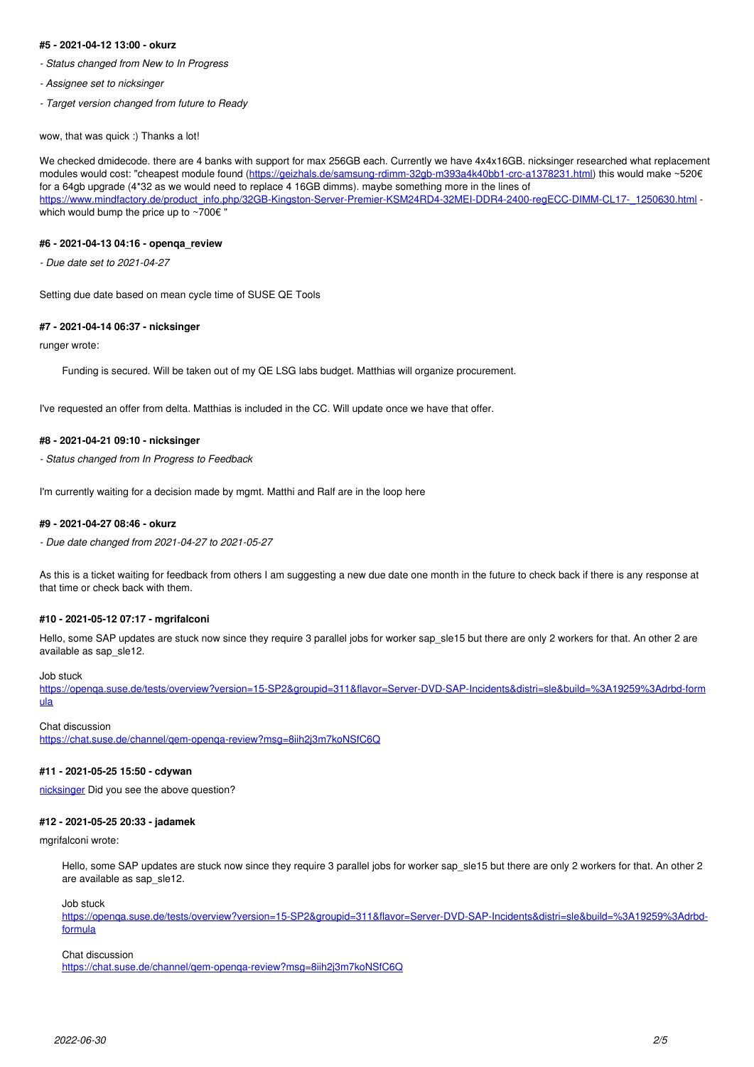#### #5 - 2021-04-12 13:00 - okurz

*- Status changed from New to In Progress*

*- Assignee set to nicksinger*

*- Target version changed from future to Ready*

wow, that was quick :) Thanks a lot!

We checked dmidecode. there are 4 banks with support for max 256GB each. Currently we have 4x4x16GB. nicksinger researched what replacement modules would cost: "cheapest module found (https://geizhals.de/samsung-rdimm-32gb-m393a4k40bb1-crc-a1378231.html) this would make ~520€ for a 64gb upgrade (4*32 as we would need to replace 4 16GB dimms). maybe something more in the lines of https://www.mindfactory.de/product_info.php/32GB-Kingston-Server-Premier-KSM24RD4-32MEI-DDR4-2400-regECC-DIMM-CL17-_1250630.html - which would bump the price up to ~700€ "

#### #6 - 2021-04-13 04:16 - openqa_review

*- Due date set to 2021-04-27*

Setting due date based on mean cycle time of SUSE QE Tools

#### #7 - 2021-04-14 06:37 - nicksinger

runger wrote:

> Funding is secured. Will be taken out of my QE LSG labs budget. Matthias will organize procurement.

I've requested an offer from delta. Matthias is included in the CC. Will update once we have that offer.

#### #8 - 2021-04-21 09:10 - nicksinger

*- Status changed from In Progress to Feedback*

I'm currently waiting for a decision made by mgmt. Matthi and Ralf are in the loop here

#### #9 - 2021-04-27 08:46 - okurz

*- Due date changed from 2021-04-27 to 2021-05-27*

As this is a ticket waiting for feedback from others I am suggesting a new due date one month in the future to check back if there is any response at that time or check back with them.

#### #10 - 2021-05-12 07:17 - mgrifalconi

Hello, some SAP updates are stuck now since they require 3 parallel jobs for worker sap_sle15 but there are only 2 workers for that. An other 2 are available as sap_sle12.

Job stuck
https://openqa.suse.de/tests/overview?version=15-SP2&groupid=311&flavor=Server-DVD-SAP-Incidents&distri=sle&build=%3A19259%3Adrbd-formula

Chat discussion
https://chat.suse.de/channel/qem-openqa-review?msg=8iih2j3m7koNSfC6Q

#### #11 - 2021-05-25 15:50 - cdywan

nicksinger Did you see the above question?

#### #12 - 2021-05-25 20:33 - jadamek

mgrifalconi wrote:

> Hello, some SAP updates are stuck now since they require 3 parallel jobs for worker sap_sle15 but there are only 2 workers for that. An other 2 are available as sap_sle12.
>
> Job stuck
> https://openqa.suse.de/tests/overview?version=15-SP2&groupid=311&flavor=Server-DVD-SAP-Incidents&distri=sle&build=%3A19259%3Adrbd-formula
>
> Chat discussion
> https://chat.suse.de/channel/qem-openqa-review?msg=8iih2j3m7koNSfC6Q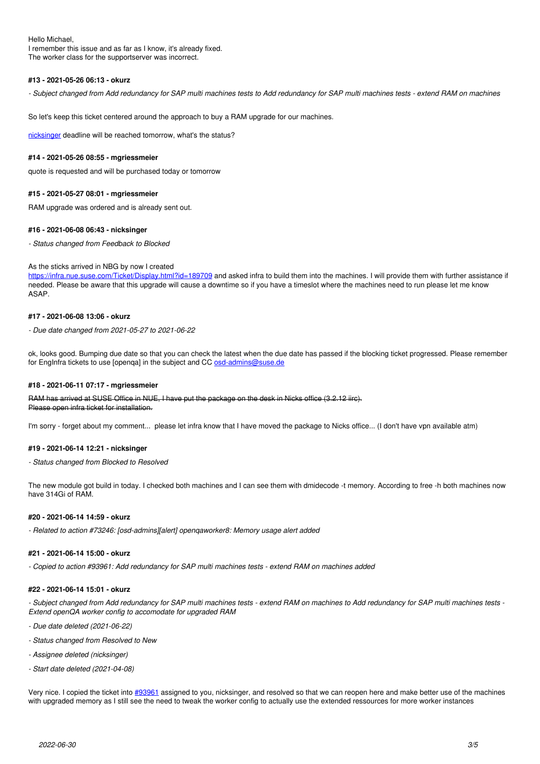Hello Michael,
I remember this issue and as far as I know, it's already fixed.
The worker class for the supportserver was incorrect.

#### #13 - 2021-05-26 06:13 - okurz

*- Subject changed from Add redundancy for SAP multi machines tests to Add redundancy for SAP multi machines tests - extend RAM on machines*

So let's keep this ticket centered around the approach to buy a RAM upgrade for our machines.

nicksinger deadline will be reached tomorrow, what's the status?

#### #14 - 2021-05-26 08:55 - mgriessmeier

quote is requested and will be purchased today or tomorrow

#### #15 - 2021-05-27 08:01 - mgriessmeier

RAM upgrade was ordered and is already sent out.

#### #16 - 2021-06-08 06:43 - nicksinger

*- Status changed from Feedback to Blocked*

As the sticks arrived in NBG by now I created
https://infra.nue.suse.com/Ticket/Display.html?id=189709 and asked infra to build them into the machines. I will provide them with further assistance if needed. Please be aware that this upgrade will cause a downtime so if you have a timeslot where the machines need to run please let me know ASAP.

#### #17 - 2021-06-08 13:06 - okurz

*- Due date changed from 2021-05-27 to 2021-06-22*

ok, looks good. Bumping due date so that you can check the latest when the due date has passed if the blocking ticket progressed. Please remember for EngInfra tickets to use [openqa] in the subject and CC osd-admins@suse.de

#### #18 - 2021-06-11 07:17 - mgriessmeier

~~RAM has arrived at SUSE Office in NUE, I have put the package on the desk in Nicks office (3.2.12 iirc).~~
~~Please open infra ticket for installation.~~

I'm sorry - forget about my comment... please let infra know that I have moved the package to Nicks office... (I don't have vpn available atm)

#### #19 - 2021-06-14 12:21 - nicksinger

*- Status changed from Blocked to Resolved*

The new module got build in today. I checked both machines and I can see them with dmidecode -t memory. According to free -h both machines now have 314Gi of RAM.

#### #20 - 2021-06-14 14:59 - okurz

*- Related to action #73246: [osd-admins][alert] openqaworker8: Memory usage alert added*

#### #21 - 2021-06-14 15:00 - okurz

*- Copied to action #93961: Add redundancy for SAP multi machines tests - extend RAM on machines added*

#### #22 - 2021-06-14 15:01 - okurz

*- Subject changed from Add redundancy for SAP multi machines tests - extend RAM on machines to Add redundancy for SAP multi machines tests - Extend openQA worker config to accomodate for upgraded RAM*

*- Due date deleted (2021-06-22)*

*- Status changed from Resolved to New*

*- Assignee deleted (nicksinger)*

*- Start date deleted (2021-04-08)*

Very nice. I copied the ticket into #93961 assigned to you, nicksinger, and resolved so that we can reopen here and make better use of the machines with upgraded memory as I still see the need to tweak the worker config to actually use the extended ressources for more worker instances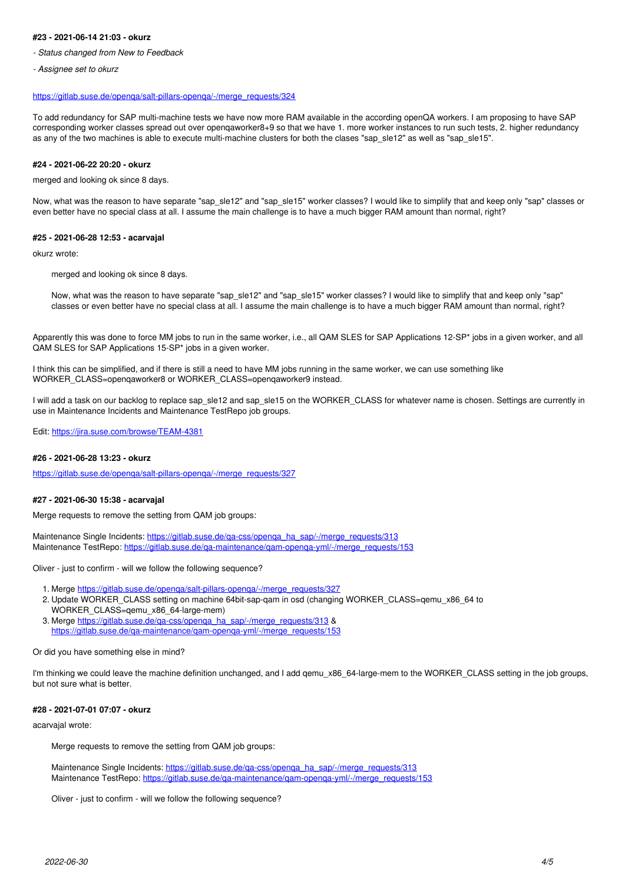#### #23 - 2021-06-14 21:03 - okurz

*- Status changed from New to Feedback*

*- Assignee set to okurz*

https://gitlab.suse.de/openqa/salt-pillars-openqa/-/merge_requests/324

To add redundancy for SAP multi-machine tests we have now more RAM available in the according openQA workers. I am proposing to have SAP corresponding worker classes spread out over openqaworker8+9 so that we have 1. more worker instances to run such tests, 2. higher redundancy as any of the two machines is able to execute multi-machine clusters for both the clases "sap_sle12" as well as "sap_sle15".

#### #24 - 2021-06-22 20:20 - okurz

merged and looking ok since 8 days.

Now, what was the reason to have separate "sap_sle12" and "sap_sle15" worker classes? I would like to simplify that and keep only "sap" classes or even better have no special class at all. I assume the main challenge is to have a much bigger RAM amount than normal, right?

#### #25 - 2021-06-28 12:53 - acarvajal

okurz wrote:

> merged and looking ok since 8 days.
>
> Now, what was the reason to have separate "sap_sle12" and "sap_sle15" worker classes? I would like to simplify that and keep only "sap" classes or even better have no special class at all. I assume the main challenge is to have a much bigger RAM amount than normal, right?

Apparently this was done to force MM jobs to run in the same worker, i.e., all QAM SLES for SAP Applications 12-SP* jobs in a given worker, and all QAM SLES for SAP Applications 15-SP* jobs in a given worker.

I think this can be simplified, and if there is still a need to have MM jobs running in the same worker, we can use something like WORKER_CLASS=openqaworker8 or WORKER_CLASS=openqaworker9 instead.

I will add a task on our backlog to replace sap_sle12 and sap_sle15 on the WORKER_CLASS for whatever name is chosen. Settings are currently in use in Maintenance Incidents and Maintenance TestRepo job groups.

Edit: https://jira.suse.com/browse/TEAM-4381

#### #26 - 2021-06-28 13:23 - okurz

https://gitlab.suse.de/openqa/salt-pillars-openqa/-/merge_requests/327

#### #27 - 2021-06-30 15:38 - acarvajal

Merge requests to remove the setting from QAM job groups:

Maintenance Single Incidents: https://gitlab.suse.de/qa-css/openqa_ha_sap/-/merge_requests/313
Maintenance TestRepo: https://gitlab.suse.de/qa-maintenance/qam-openqa-yml/-/merge_requests/153

Oliver - just to confirm - will we follow the following sequence?

1. Merge https://gitlab.suse.de/openqa/salt-pillars-openqa/-/merge_requests/327
2. Update WORKER_CLASS setting on machine 64bit-sap-qam in osd (changing WORKER_CLASS=qemu_x86_64 to WORKER_CLASS=qemu_x86_64-large-mem)
3. Merge https://gitlab.suse.de/qa-css/openqa_ha_sap/-/merge_requests/313 & https://gitlab.suse.de/qa-maintenance/qam-openqa-yml/-/merge_requests/153

Or did you have something else in mind?

I'm thinking we could leave the machine definition unchanged, and I add qemu_x86_64-large-mem to the WORKER_CLASS setting in the job groups, but not sure what is better.

#### #28 - 2021-07-01 07:07 - okurz

acarvajal wrote:

> Merge requests to remove the setting from QAM job groups:
>
> Maintenance Single Incidents: https://gitlab.suse.de/qa-css/openqa_ha_sap/-/merge_requests/313
> Maintenance TestRepo: https://gitlab.suse.de/qa-maintenance/qam-openqa-yml/-/merge_requests/153
>
> Oliver - just to confirm - will we follow the following sequence?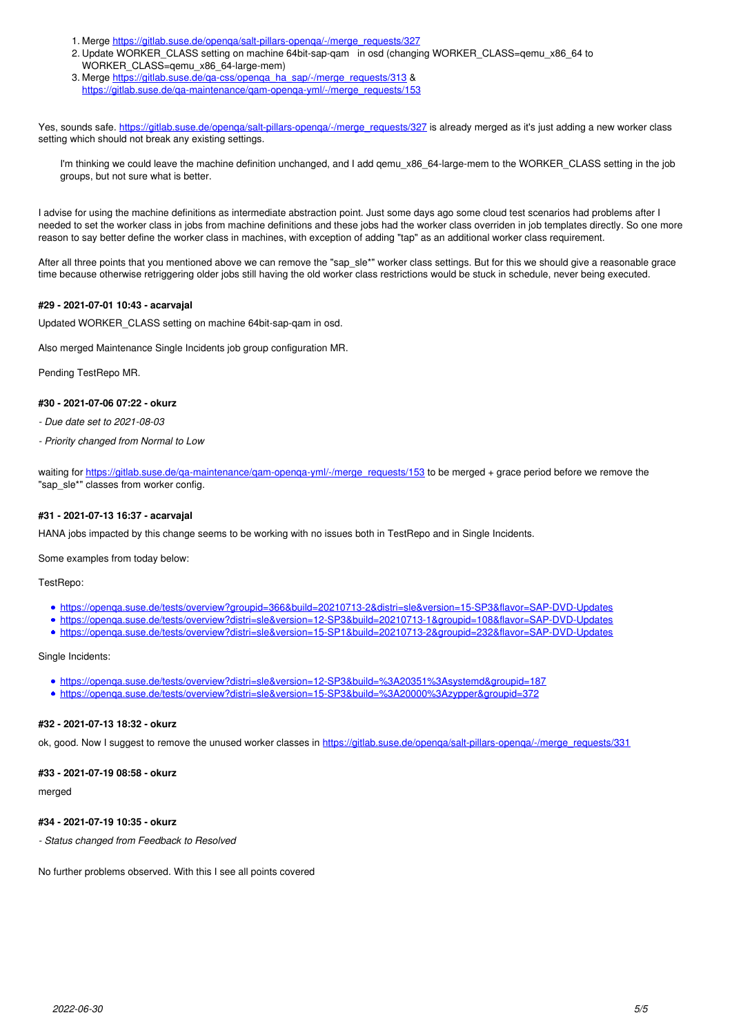1. Merge https://gitlab.suse.de/openqa/salt-pillars-openqa/-/merge_requests/327
2. Update WORKER_CLASS setting on machine 64bit-sap-qam  in osd (changing WORKER_CLASS=qemu_x86_64 to WORKER_CLASS=qemu_x86_64-large-mem)
3. Merge https://gitlab.suse.de/qa-css/openqa_ha_sap/-/merge_requests/313 & https://gitlab.suse.de/qa-maintenance/qam-openqa-yml/-/merge_requests/153

Yes, sounds safe. https://gitlab.suse.de/openqa/salt-pillars-openqa/-/merge_requests/327 is already merged as it's just adding a new worker class setting which should not break any existing settings.

> I'm thinking we could leave the machine definition unchanged, and I add qemu_x86_64-large-mem to the WORKER_CLASS setting in the job groups, but not sure what is better.

I advise for using the machine definitions as intermediate abstraction point. Just some days ago some cloud test scenarios had problems after I needed to set the worker class in jobs from machine definitions and these jobs had the worker class overriden in job templates directly. So one more reason to say better define the worker class in machines, with exception of adding "tap" as an additional worker class requirement.

After all three points that you mentioned above we can remove the "sap_sle*" worker class settings. But for this we should give a reasonable grace time because otherwise retriggering older jobs still having the old worker class restrictions would be stuck in schedule, never being executed.

#### #29 - 2021-07-01 10:43 - acarvajal

Updated WORKER_CLASS setting on machine 64bit-sap-qam in osd.

Also merged Maintenance Single Incidents job group configuration MR.

Pending TestRepo MR.

#### #30 - 2021-07-06 07:22 - okurz

*- Due date set to 2021-08-03*

*- Priority changed from Normal to Low*

waiting for https://gitlab.suse.de/qa-maintenance/qam-openqa-yml/-/merge_requests/153 to be merged + grace period before we remove the "sap_sle*" classes from worker config.

#### #31 - 2021-07-13 16:37 - acarvajal

HANA jobs impacted by this change seems to be working with no issues both in TestRepo and in Single Incidents.

Some examples from today below:

TestRepo:

- https://openqa.suse.de/tests/overview?groupid=366&build=20210713-2&distri=sle&version=15-SP3&flavor=SAP-DVD-Updates
- https://openqa.suse.de/tests/overview?distri=sle&version=12-SP3&build=20210713-1&groupid=108&flavor=SAP-DVD-Updates
- https://openqa.suse.de/tests/overview?distri=sle&version=15-SP1&build=20210713-2&groupid=232&flavor=SAP-DVD-Updates

Single Incidents:

- https://openqa.suse.de/tests/overview?distri=sle&version=12-SP3&build=%3A20351%3Asystemd&groupid=187
- https://openqa.suse.de/tests/overview?distri=sle&version=15-SP3&build=%3A20000%3Azypper&groupid=372

#### #32 - 2021-07-13 18:32 - okurz

ok, good. Now I suggest to remove the unused worker classes in https://gitlab.suse.de/openqa/salt-pillars-openqa/-/merge_requests/331

#### #33 - 2021-07-19 08:58 - okurz

merged

#### #34 - 2021-07-19 10:35 - okurz

*- Status changed from Feedback to Resolved*

No further problems observed. With this I see all points covered